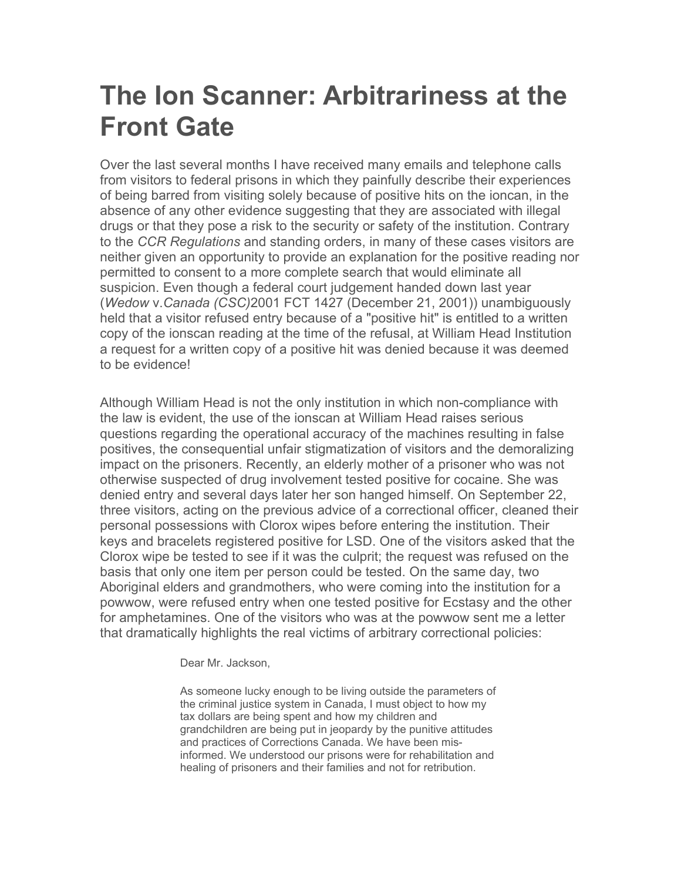# The Ion Scanner: Arbitrariness at the Front Gate

Over the last several months I have received many emails and telephone calls from visitors to federal prisons in which they painfully describe their experiences of being barred from visiting solely because of positive hits on the ioncan, in the absence of any other evidence suggesting that they are associated with illegal drugs or that they pose a risk to the security or safety of the institution. Contrary to the *CCR Regulations* and standing orders, in many of these cases visitors are neither given an opportunity to provide an explanation for the positive reading nor permitted to consent to a more complete search that would eliminate all suspicion. Even though a federal court judgement handed down last year (*Wedow* v.*Canada (CSC)*2001 FCT 1427 (December 21, 2001)) unambiguously held that a visitor refused entry because of a "positive hit" is entitled to a written copy of the ionscan reading at the time of the refusal, at William Head Institution a request for a written copy of a positive hit was denied because it was deemed to be evidence!

Although William Head is not the only institution in which non-compliance with the law is evident, the use of the ionscan at William Head raises serious questions regarding the operational accuracy of the machines resulting in false positives, the consequential unfair stigmatization of visitors and the demoralizing impact on the prisoners. Recently, an elderly mother of a prisoner who was not otherwise suspected of drug involvement tested positive for cocaine. She was denied entry and several days later her son hanged himself. On September 22, three visitors, acting on the previous advice of a correctional officer, cleaned their personal possessions with Clorox wipes before entering the institution. Their keys and bracelets registered positive for LSD. One of the visitors asked that the Clorox wipe be tested to see if it was the culprit; the request was refused on the basis that only one item per person could be tested. On the same day, two Aboriginal elders and grandmothers, who were coming into the institution for a powwow, were refused entry when one tested positive for Ecstasy and the other for amphetamines. One of the visitors who was at the powwow sent me a letter that dramatically highlights the real victims of arbitrary correctional policies:

> Dear Mr. Jackson,
>
> As someone lucky enough to be living outside the parameters of the criminal justice system in Canada, I must object to how my tax dollars are being spent and how my children and grandchildren are being put in jeopardy by the punitive attitudes and practices of Corrections Canada. We have been mis-informed. We understood our prisons were for rehabilitation and healing of prisoners and their families and not for retribution.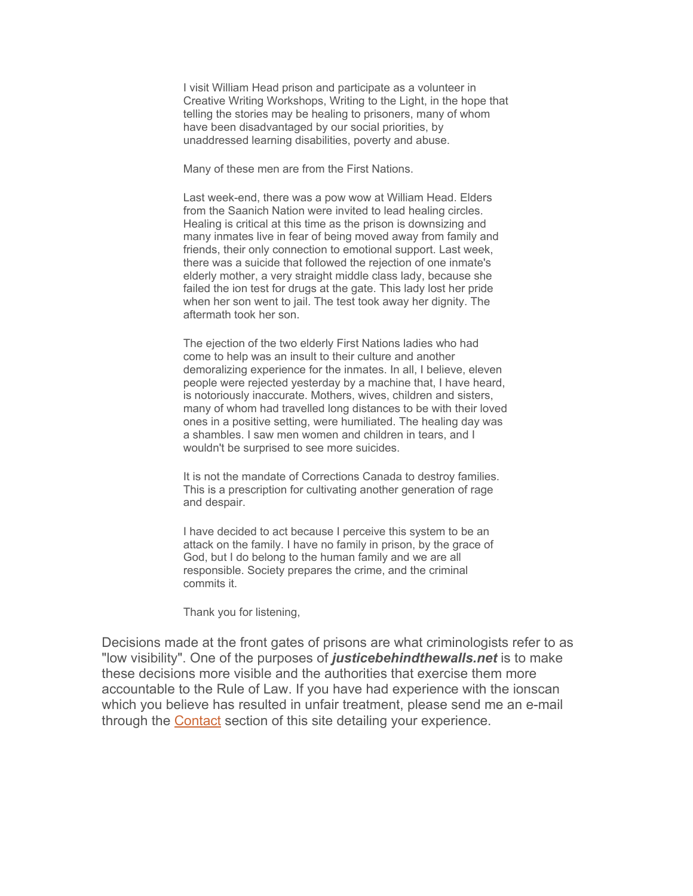I visit William Head prison and participate as a volunteer in Creative Writing Workshops, Writing to the Light, in the hope that telling the stories may be healing to prisoners, many of whom have been disadvantaged by our social priorities, by unaddressed learning disabilities, poverty and abuse.

Many of these men are from the First Nations.

Last week-end, there was a pow wow at William Head. Elders from the Saanich Nation were invited to lead healing circles. Healing is critical at this time as the prison is downsizing and many inmates live in fear of being moved away from family and friends, their only connection to emotional support. Last week, there was a suicide that followed the rejection of one inmate's elderly mother, a very straight middle class lady, because she failed the ion test for drugs at the gate. This lady lost her pride when her son went to jail. The test took away her dignity. The aftermath took her son.

The ejection of the two elderly First Nations ladies who had come to help was an insult to their culture and another demoralizing experience for the inmates. In all, I believe, eleven people were rejected yesterday by a machine that, I have heard, is notoriously inaccurate. Mothers, wives, children and sisters, many of whom had travelled long distances to be with their loved ones in a positive setting, were humiliated. The healing day was a shambles. I saw men women and children in tears, and I wouldn't be surprised to see more suicides.

It is not the mandate of Corrections Canada to destroy families. This is a prescription for cultivating another generation of rage and despair.

I have decided to act because I perceive this system to be an attack on the family. I have no family in prison, by the grace of God, but I do belong to the human family and we are all responsible. Society prepares the crime, and the criminal commits it.

Thank you for listening,

Decisions made at the front gates of prisons are what criminologists refer to as "low visibility". One of the purposes of ***justicebehindthewalls.net*** is to make these decisions more visible and the authorities that exercise them more accountable to the Rule of Law. If you have had experience with the ionscan which you believe has resulted in unfair treatment, please send me an e-mail through the Contact section of this site detailing your experience.